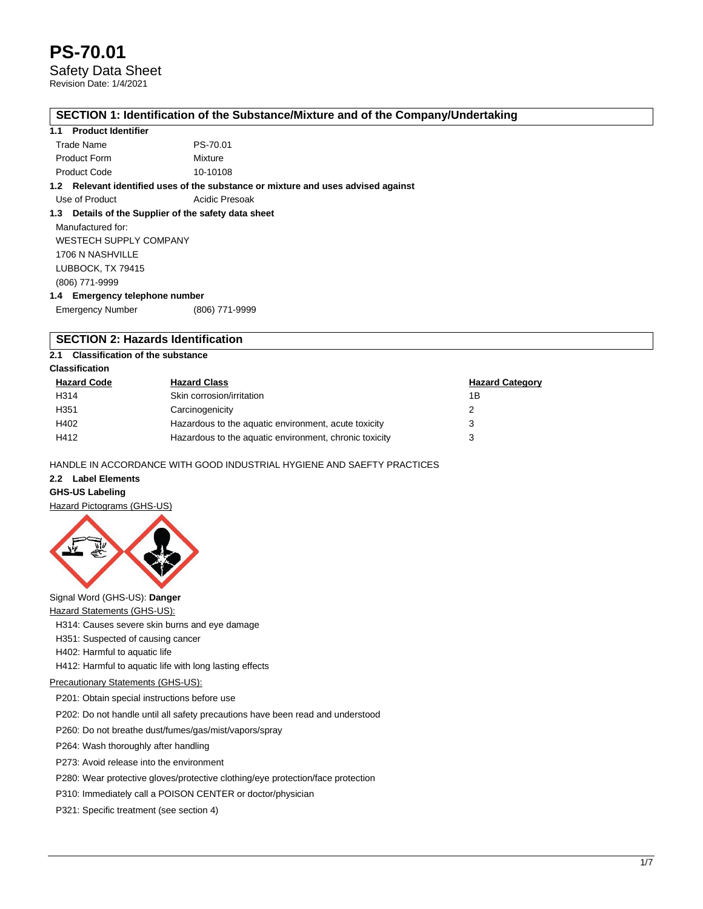# PS-70.01

Safety Data Sheet

Revision Date: 1/4/2021

## SECTION 1: Identification of the Substance/Mixture and of the Company/Undertaking

### 1.1 Product Identifier

| | |
|---|---|
| Trade Name | PS-70.01 |
| Product Form | Mixture |
| Product Code | 10-10108 |

### 1.2 Relevant identified uses of the substance or mixture and uses advised against

| | |
|---|---|
| Use of Product | Acidic Presoak |

### 1.3 Details of the Supplier of the safety data sheet

Manufactured for:
WESTECH SUPPLY COMPANY
1706 N NASHVILLE
LUBBOCK, TX 79415
(806) 771-9999

### 1.4 Emergency telephone number

| | |
|---|---|
| Emergency Number | (806) 771-9999 |

## SECTION 2: Hazards Identification

### 2.1 Classification of the substance

**Classification**

| Hazard Code | Hazard Class | Hazard Category |
|---|---|---|
| H314 | Skin corrosion/irritation | 1B |
| H351 | Carcinogenicity | 2 |
| H402 | Hazardous to the aquatic environment, acute toxicity | 3 |
| H412 | Hazardous to the aquatic environment, chronic toxicity | 3 |

HANDLE IN ACCORDANCE WITH GOOD INDUSTRIAL HYGIENE AND SAEFTY PRACTICES

### 2.2 Label Elements

**GHS-US Labeling**

Hazard Pictograms (GHS-US)

Signal Word (GHS-US): **Danger**

Hazard Statements (GHS-US):

- H314: Causes severe skin burns and eye damage
- H351: Suspected of causing cancer
- H402: Harmful to aquatic life
- H412: Harmful to aquatic life with long lasting effects

Precautionary Statements (GHS-US):

- P201: Obtain special instructions before use
- P202: Do not handle until all safety precautions have been read and understood
- P260: Do not breathe dust/fumes/gas/mist/vapors/spray
- P264: Wash thoroughly after handling
- P273: Avoid release into the environment
- P280: Wear protective gloves/protective clothing/eye protection/face protection
- P310: Immediately call a POISON CENTER or doctor/physician
- P321: Specific treatment (see section 4)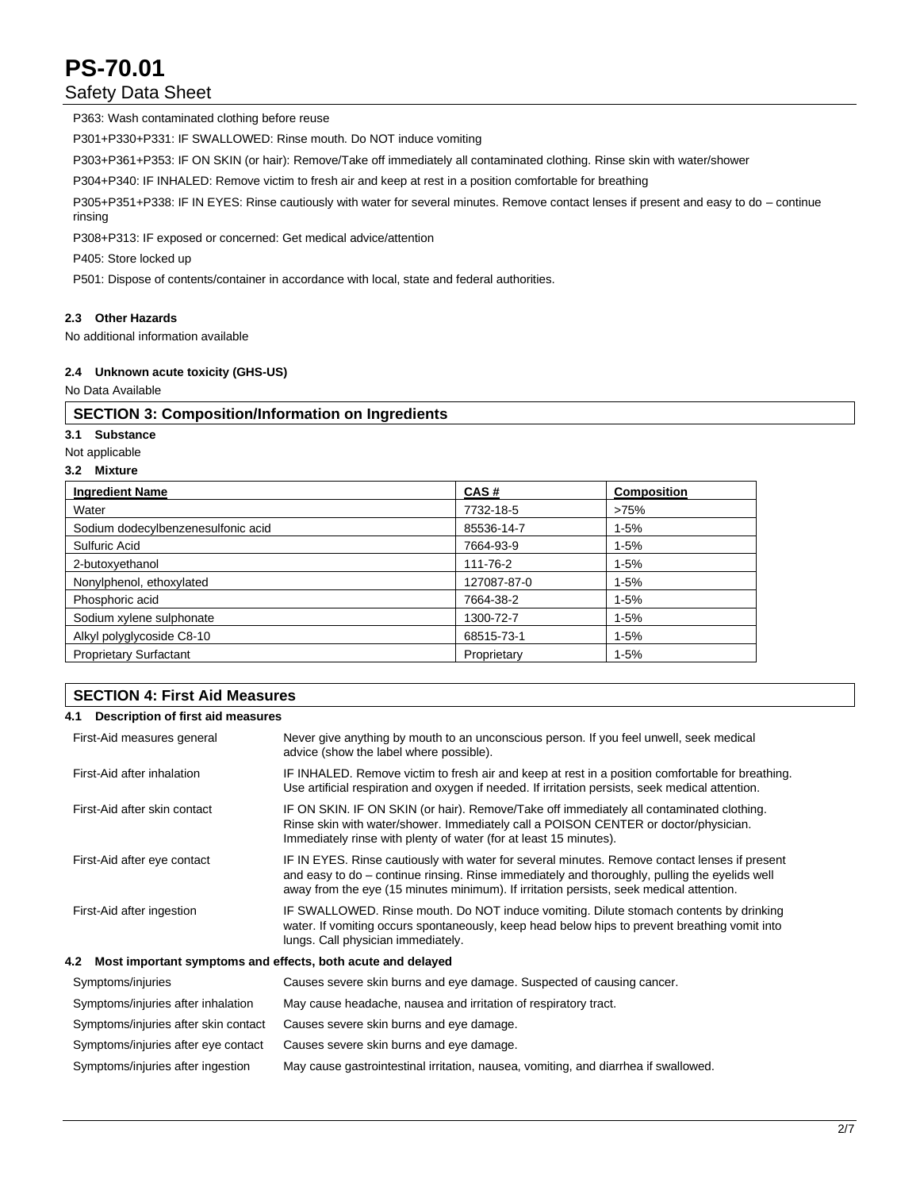P363: Wash contaminated clothing before reuse

P301+P330+P331: IF SWALLOWED: Rinse mouth. Do NOT induce vomiting

P303+P361+P353: IF ON SKIN (or hair): Remove/Take off immediately all contaminated clothing. Rinse skin with water/shower

P304+P340: IF INHALED: Remove victim to fresh air and keep at rest in a position comfortable for breathing

P305+P351+P338: IF IN EYES: Rinse cautiously with water for several minutes. Remove contact lenses if present and easy to do – continue rinsing

P308+P313: IF exposed or concerned: Get medical advice/attention

P405: Store locked up

P501: Dispose of contents/container in accordance with local, state and federal authorities.

### 2.3 Other Hazards

No additional information available

### 2.4 Unknown acute toxicity (GHS-US)

No Data Available

## SECTION 3: Composition/Information on Ingredients

### 3.1 Substance

Not applicable

### 3.2 Mixture

| Ingredient Name | CAS # | Composition |
|---|---|---|
| Water | 7732-18-5 | >75% |
| Sodium dodecylbenzenesulfonic acid | 85536-14-7 | 1-5% |
| Sulfuric Acid | 7664-93-9 | 1-5% |
| 2-butoxyethanol | 111-76-2 | 1-5% |
| Nonylphenol, ethoxylated | 127087-87-0 | 1-5% |
| Phosphoric acid | 7664-38-2 | 1-5% |
| Sodium xylene sulphonate | 1300-72-7 | 1-5% |
| Alkyl polyglycoside C8-10 | 68515-73-1 | 1-5% |
| Proprietary Surfactant | Proprietary | 1-5% |

## SECTION 4: First Aid Measures

### 4.1 Description of first aid measures

| | |
|---|---|
| First-Aid measures general | Never give anything by mouth to an unconscious person. If you feel unwell, seek medical advice (show the label where possible). |
| First-Aid after inhalation | IF INHALED. Remove victim to fresh air and keep at rest in a position comfortable for breathing. Use artificial respiration and oxygen if needed. If irritation persists, seek medical attention. |
| First-Aid after skin contact | IF ON SKIN. IF ON SKIN (or hair). Remove/Take off immediately all contaminated clothing. Rinse skin with water/shower. Immediately call a POISON CENTER or doctor/physician. Immediately rinse with plenty of water (for at least 15 minutes). |
| First-Aid after eye contact | IF IN EYES. Rinse cautiously with water for several minutes. Remove contact lenses if present and easy to do – continue rinsing. Rinse immediately and thoroughly, pulling the eyelids well away from the eye (15 minutes minimum). If irritation persists, seek medical attention. |
| First-Aid after ingestion | IF SWALLOWED. Rinse mouth. Do NOT induce vomiting. Dilute stomach contents by drinking water. If vomiting occurs spontaneously, keep head below hips to prevent breathing vomit into lungs. Call physician immediately. |

### 4.2 Most important symptoms and effects, both acute and delayed

| | |
|---|---|
| Symptoms/injuries | Causes severe skin burns and eye damage. Suspected of causing cancer. |
| Symptoms/injuries after inhalation | May cause headache, nausea and irritation of respiratory tract. |
| Symptoms/injuries after skin contact | Causes severe skin burns and eye damage. |
| Symptoms/injuries after eye contact | Causes severe skin burns and eye damage. |
| Symptoms/injuries after ingestion | May cause gastrointestinal irritation, nausea, vomiting, and diarrhea if swallowed. |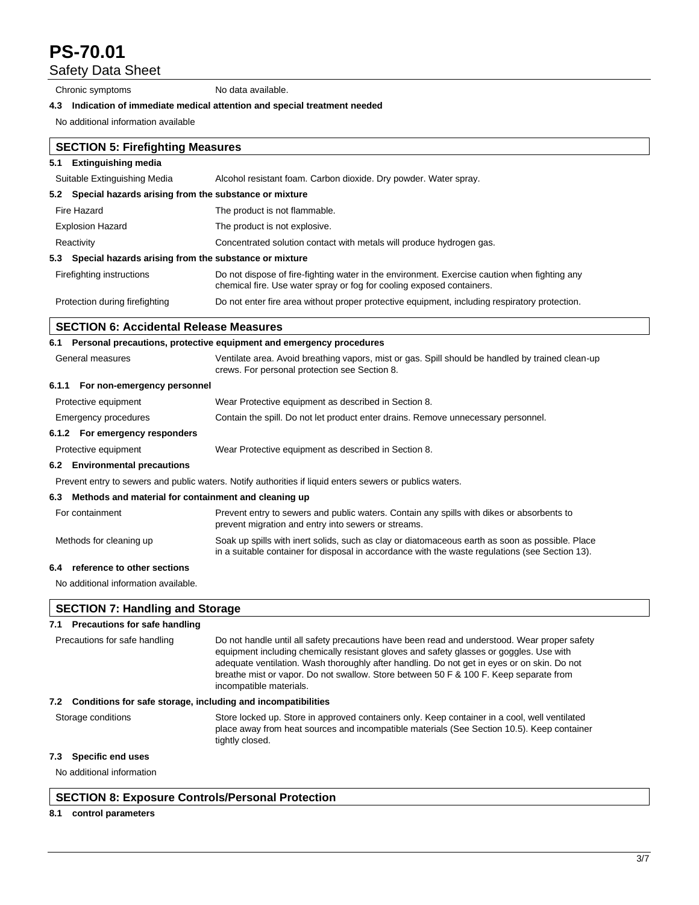| | |
|---|---|
| Chronic symptoms | No data available. |

### 4.3 Indication of immediate medical attention and special treatment needed

No additional information available

## SECTION 5: Firefighting Measures

### 5.1 Extinguishing media

| | |
|---|---|
| Suitable Extinguishing Media | Alcohol resistant foam. Carbon dioxide. Dry powder. Water spray. |

### 5.2 Special hazards arising from the substance or mixture

| | |
|---|---|
| Fire Hazard | The product is not flammable. |
| Explosion Hazard | The product is not explosive. |
| Reactivity | Concentrated solution contact with metals will produce hydrogen gas. |

### 5.3 Special hazards arising from the substance or mixture

| | |
|---|---|
| Firefighting instructions | Do not dispose of fire-fighting water in the environment. Exercise caution when fighting any chemical fire. Use water spray or fog for cooling exposed containers. |
| Protection during firefighting | Do not enter fire area without proper protective equipment, including respiratory protection. |

## SECTION 6: Accidental Release Measures

### 6.1 Personal precautions, protective equipment and emergency procedures

| | |
|---|---|
| General measures | Ventilate area. Avoid breathing vapors, mist or gas. Spill should be handled by trained clean-up crews. For personal protection see Section 8. |

#### 6.1.1 For non-emergency personnel

| | |
|---|---|
| Protective equipment | Wear Protective equipment as described in Section 8. |
| Emergency procedures | Contain the spill. Do not let product enter drains. Remove unnecessary personnel. |

#### 6.1.2 For emergency responders

| | |
|---|---|
| Protective equipment | Wear Protective equipment as described in Section 8. |

### 6.2 Environmental precautions

Prevent entry to sewers and public waters. Notify authorities if liquid enters sewers or publics waters.

### 6.3 Methods and material for containment and cleaning up

| | |
|---|---|
| For containment | Prevent entry to sewers and public waters. Contain any spills with dikes or absorbents to prevent migration and entry into sewers or streams. |
| Methods for cleaning up | Soak up spills with inert solids, such as clay or diatomaceous earth as soon as possible. Place in a suitable container for disposal in accordance with the waste regulations (see Section 13). |

### 6.4 reference to other sections

No additional information available.

## SECTION 7: Handling and Storage

### 7.1 Precautions for safe handling

| | |
|---|---|
| Precautions for safe handling | Do not handle until all safety precautions have been read and understood. Wear proper safety equipment including chemically resistant gloves and safety glasses or goggles. Use with adequate ventilation. Wash thoroughly after handling. Do not get in eyes or on skin. Do not breathe mist or vapor. Do not swallow. Store between 50 F & 100 F. Keep separate from incompatible materials. |

### 7.2 Conditions for safe storage, including and incompatibilities

| | |
|---|---|
| Storage conditions | Store locked up. Store in approved containers only. Keep container in a cool, well ventilated place away from heat sources and incompatible materials (See Section 10.5). Keep container tightly closed. |

### 7.3 Specific end uses

No additional information

## SECTION 8: Exposure Controls/Personal Protection

### 8.1 control parameters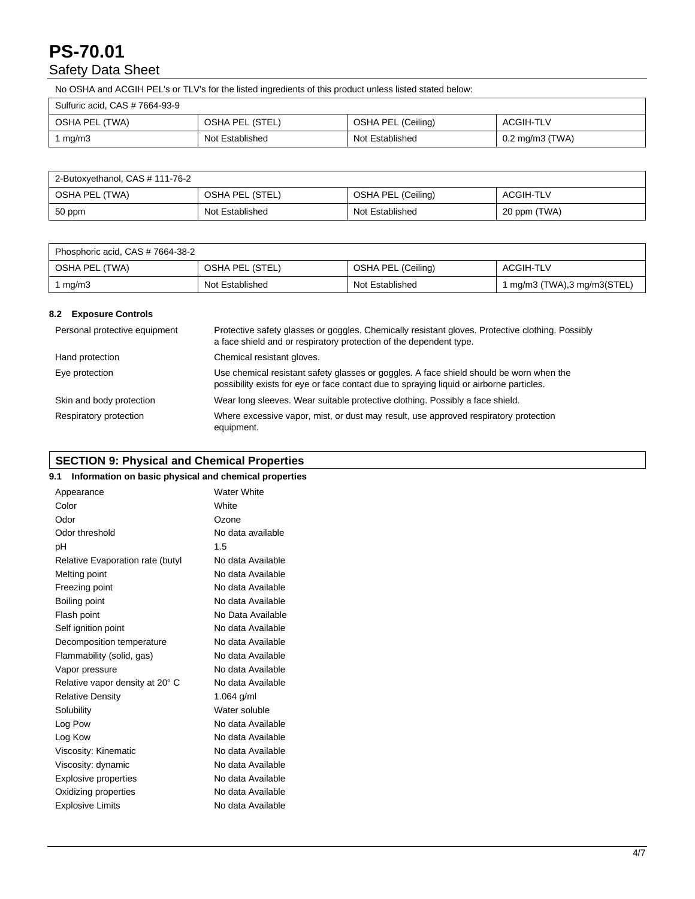No OSHA and ACGIH PEL's or TLV's for the listed ingredients of this product unless listed stated below:

| Sulfuric acid, CAS # 7664-93-9 | | | |
|---|---|---|---|
| OSHA PEL (TWA) | OSHA PEL (STEL) | OSHA PEL (Ceiling) | ACGIH-TLV |
| 1 mg/m3 | Not Established | Not Established | 0.2 mg/m3 (TWA) |

| 2-Butoxyethanol, CAS # 111-76-2 | | | |
|---|---|---|---|
| OSHA PEL (TWA) | OSHA PEL (STEL) | OSHA PEL (Ceiling) | ACGIH-TLV |
| 50 ppm | Not Established | Not Established | 20 ppm (TWA) |

| Phosphoric acid, CAS # 7664-38-2 | | | |
|---|---|---|---|
| OSHA PEL (TWA) | OSHA PEL (STEL) | OSHA PEL (Ceiling) | ACGIH-TLV |
| 1 mg/m3 | Not Established | Not Established | 1 mg/m3 (TWA),3 mg/m3(STEL) |

### 8.2 Exposure Controls

| | |
|---|---|
| Personal protective equipment | Protective safety glasses or goggles. Chemically resistant gloves. Protective clothing. Possibly a face shield and or respiratory protection of the dependent type. |
| Hand protection | Chemical resistant gloves. |
| Eye protection | Use chemical resistant safety glasses or goggles. A face shield should be worn when the possibility exists for eye or face contact due to spraying liquid or airborne particles. |
| Skin and body protection | Wear long sleeves. Wear suitable protective clothing. Possibly a face shield. |
| Respiratory protection | Where excessive vapor, mist, or dust may result, use approved respiratory protection equipment. |

## SECTION 9: Physical and Chemical Properties

### 9.1 Information on basic physical and chemical properties

| | |
|---|---|
| Appearance | Water White |
| Color | White |
| Odor | Ozone |
| Odor threshold | No data available |
| pH | 1.5 |
| Relative Evaporation rate (butyl | No data Available |
| Melting point | No data Available |
| Freezing point | No data Available |
| Boiling point | No data Available |
| Flash point | No Data Available |
| Self ignition point | No data Available |
| Decomposition temperature | No data Available |
| Flammability (solid, gas) | No data Available |
| Vapor pressure | No data Available |
| Relative vapor density at 20° C | No data Available |
| Relative Density | 1.064 g/ml |
| Solubility | Water soluble |
| Log Pow | No data Available |
| Log Kow | No data Available |
| Viscosity: Kinematic | No data Available |
| Viscosity: dynamic | No data Available |
| Explosive properties | No data Available |
| Oxidizing properties | No data Available |
| Explosive Limits | No data Available |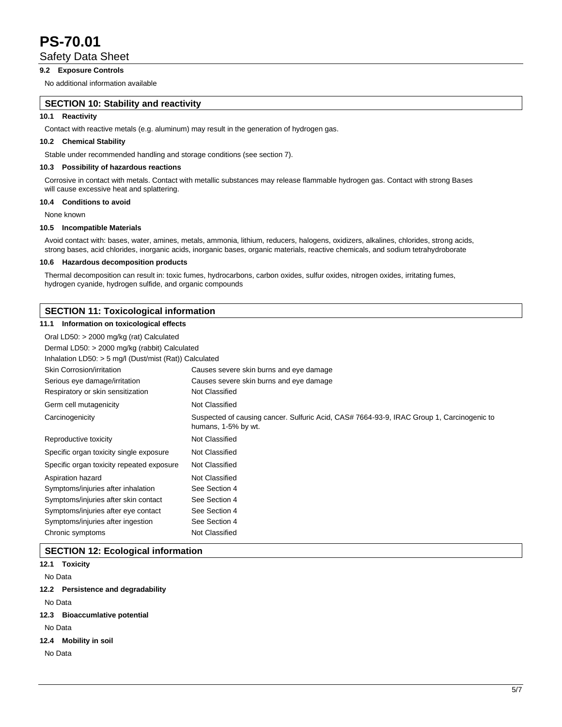### 9.2 Exposure Controls

No additional information available

## SECTION 10: Stability and reactivity

### 10.1 Reactivity

Contact with reactive metals (e.g. aluminum) may result in the generation of hydrogen gas.

### 10.2 Chemical Stability

Stable under recommended handling and storage conditions (see section 7).

### 10.3 Possibility of hazardous reactions

Corrosive in contact with metals. Contact with metallic substances may release flammable hydrogen gas. Contact with strong Bases will cause excessive heat and splattering.

### 10.4 Conditions to avoid

None known

### 10.5 Incompatible Materials

Avoid contact with: bases, water, amines, metals, ammonia, lithium, reducers, halogens, oxidizers, alkalines, chlorides, strong acids, strong bases, acid chlorides, inorganic acids, inorganic bases, organic materials, reactive chemicals, and sodium tetrahydroborate

### 10.6 Hazardous decomposition products

Thermal decomposition can result in: toxic fumes, hydrocarbons, carbon oxides, sulfur oxides, nitrogen oxides, irritating fumes, hydrogen cyanide, hydrogen sulfide, and organic compounds

## SECTION 11: Toxicological information

### 11.1 Information on toxicological effects

Oral LD50: > 2000 mg/kg (rat) Calculated
Dermal LD50: > 2000 mg/kg (rabbit) Calculated
Inhalation LD50: > 5 mg/l (Dust/mist (Rat)) Calculated

| | |
|---|---|
| Skin Corrosion/irritation | Causes severe skin burns and eye damage |
| Serious eye damage/irritation | Causes severe skin burns and eye damage |
| Respiratory or skin sensitization | Not Classified |
| Germ cell mutagenicity | Not Classified |
| Carcinogenicity | Suspected of causing cancer. Sulfuric Acid, CAS# 7664-93-9, IRAC Group 1, Carcinogenic to humans, 1-5% by wt. |
| Reproductive toxicity | Not Classified |
| Specific organ toxicity single exposure | Not Classified |
| Specific organ toxicity repeated exposure | Not Classified |
| Aspiration hazard | Not Classified |
| Symptoms/injuries after inhalation | See Section 4 |
| Symptoms/injuries after skin contact | See Section 4 |
| Symptoms/injuries after eye contact | See Section 4 |
| Symptoms/injuries after ingestion | See Section 4 |
| Chronic symptoms | Not Classified |

## SECTION 12: Ecological information

### 12.1 Toxicity

No Data

### 12.2 Persistence and degradability

No Data

### 12.3 Bioaccumlative potential

No Data

### 12.4 Mobility in soil

No Data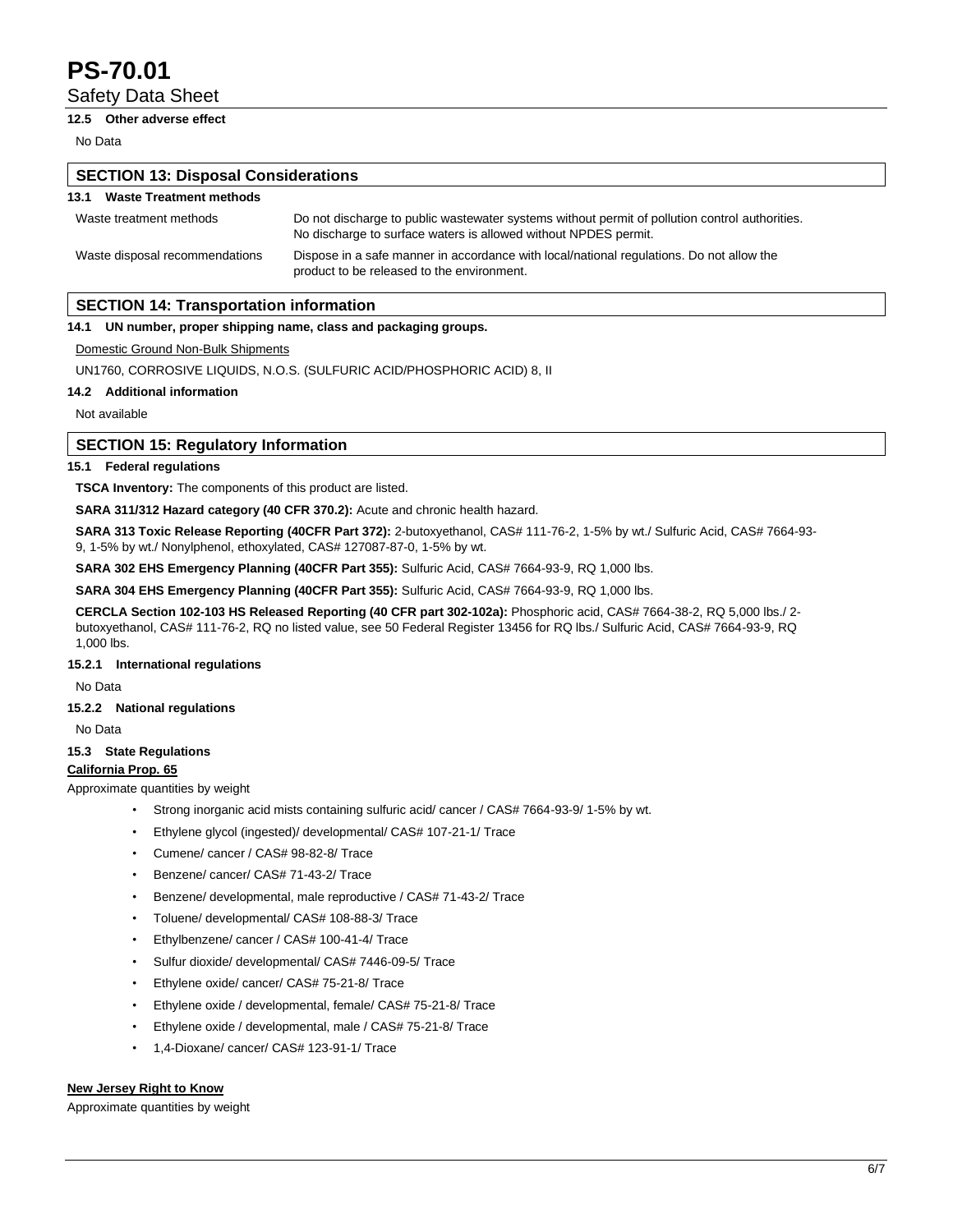**12.5 Other adverse effect**

No Data

## SECTION 13: Disposal Considerations

**13.1 Waste Treatment methods**

| | |
|---|---|
| Waste treatment methods | Do not discharge to public wastewater systems without permit of pollution control authorities. No discharge to surface waters is allowed without NPDES permit. |
| Waste disposal recommendations | Dispose in a safe manner in accordance with local/national regulations. Do not allow the product to be released to the environment. |

## SECTION 14: Transportation information

**14.1 UN number, proper shipping name, class and packaging groups.**

Domestic Ground Non-Bulk Shipments

UN1760, CORROSIVE LIQUIDS, N.O.S. (SULFURIC ACID/PHOSPHORIC ACID) 8, II

**14.2 Additional information**

Not available

## SECTION 15: Regulatory Information

**15.1 Federal regulations**

**TSCA Inventory:** The components of this product are listed.

**SARA 311/312 Hazard category (40 CFR 370.2):** Acute and chronic health hazard.

**SARA 313 Toxic Release Reporting (40CFR Part 372):** 2-butoxyethanol, CAS# 111-76-2, 1-5% by wt./ Sulfuric Acid, CAS# 7664-93-9, 1-5% by wt./ Nonylphenol, ethoxylated, CAS# 127087-87-0, 1-5% by wt.

**SARA 302 EHS Emergency Planning (40CFR Part 355):** Sulfuric Acid, CAS# 7664-93-9, RQ 1,000 lbs.

**SARA 304 EHS Emergency Planning (40CFR Part 355):** Sulfuric Acid, CAS# 7664-93-9, RQ 1,000 lbs.

**CERCLA Section 102-103 HS Released Reporting (40 CFR part 302-102a):** Phosphoric acid, CAS# 7664-38-2, RQ 5,000 lbs./ 2-butoxyethanol, CAS# 111-76-2, RQ no listed value, see 50 Federal Register 13456 for RQ lbs./ Sulfuric Acid, CAS# 7664-93-9, RQ 1,000 lbs.

**15.2.1 International regulations**

No Data

**15.2.2 National regulations**

No Data

**15.3 State Regulations**

**California Prop. 65**

Approximate quantities by weight

- Strong inorganic acid mists containing sulfuric acid/ cancer / CAS# 7664-93-9/ 1-5% by wt.
- Ethylene glycol (ingested)/ developmental/ CAS# 107-21-1/ Trace
- Cumene/ cancer / CAS# 98-82-8/ Trace
- Benzene/ cancer/ CAS# 71-43-2/ Trace
- Benzene/ developmental, male reproductive / CAS# 71-43-2/ Trace
- Toluene/ developmental/ CAS# 108-88-3/ Trace
- Ethylbenzene/ cancer / CAS# 100-41-4/ Trace
- Sulfur dioxide/ developmental/ CAS# 7446-09-5/ Trace
- Ethylene oxide/ cancer/ CAS# 75-21-8/ Trace
- Ethylene oxide / developmental, female/ CAS# 75-21-8/ Trace
- Ethylene oxide / developmental, male / CAS# 75-21-8/ Trace
- 1,4-Dioxane/ cancer/ CAS# 123-91-1/ Trace

**New Jersey Right to Know**

Approximate quantities by weight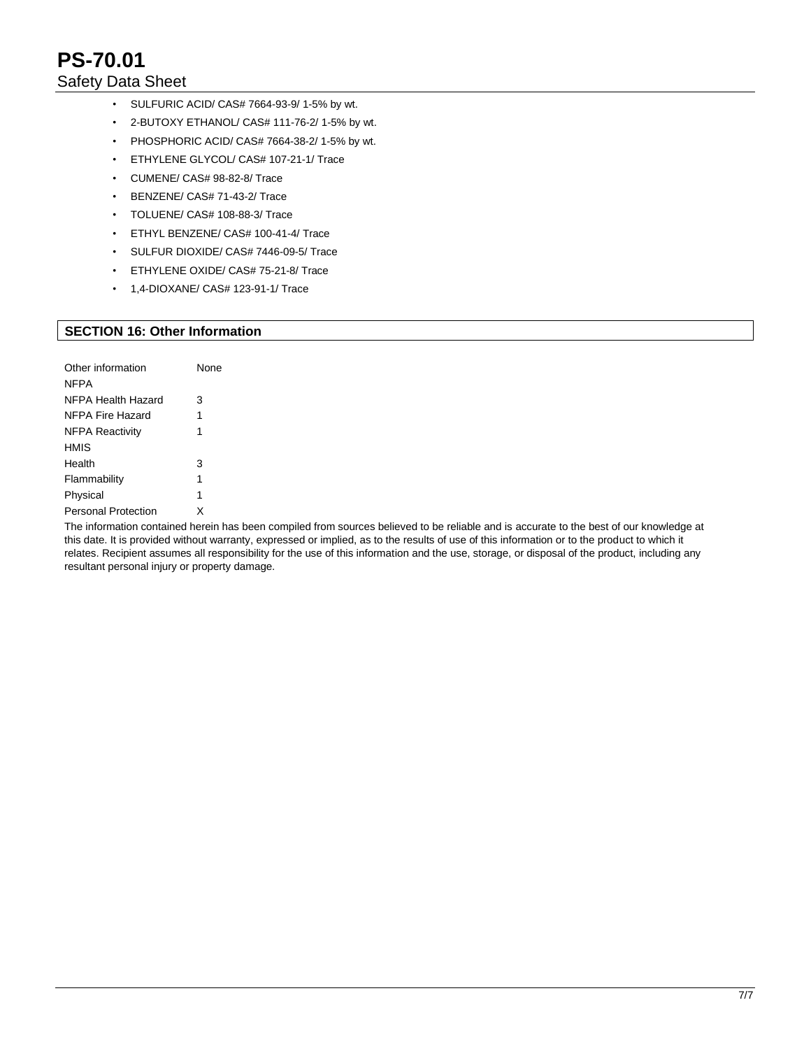- SULFURIC ACID/ CAS# 7664-93-9/ 1-5% by wt.
- 2-BUTOXY ETHANOL/ CAS# 111-76-2/ 1-5% by wt.
- PHOSPHORIC ACID/ CAS# 7664-38-2/ 1-5% by wt.
- ETHYLENE GLYCOL/ CAS# 107-21-1/ Trace
- CUMENE/ CAS# 98-82-8/ Trace
- BENZENE/ CAS# 71-43-2/ Trace
- TOLUENE/ CAS# 108-88-3/ Trace
- ETHYL BENZENE/ CAS# 100-41-4/ Trace
- SULFUR DIOXIDE/ CAS# 7446-09-5/ Trace
- ETHYLENE OXIDE/ CAS# 75-21-8/ Trace
- 1,4-DIOXANE/ CAS# 123-91-1/ Trace

## SECTION 16: Other Information

| | |
|---|---|
| Other information | None |
| NFPA | |
| NFPA Health Hazard | 3 |
| NFPA Fire Hazard | 1 |
| NFPA Reactivity | 1 |
| HMIS | |
| Health | 3 |
| Flammability | 1 |
| Physical | 1 |
| Personal Protection | X |

The information contained herein has been compiled from sources believed to be reliable and is accurate to the best of our knowledge at this date. It is provided without warranty, expressed or implied, as to the results of use of this information or to the product to which it relates. Recipient assumes all responsibility for the use of this information and the use, storage, or disposal of the product, including any resultant personal injury or property damage.